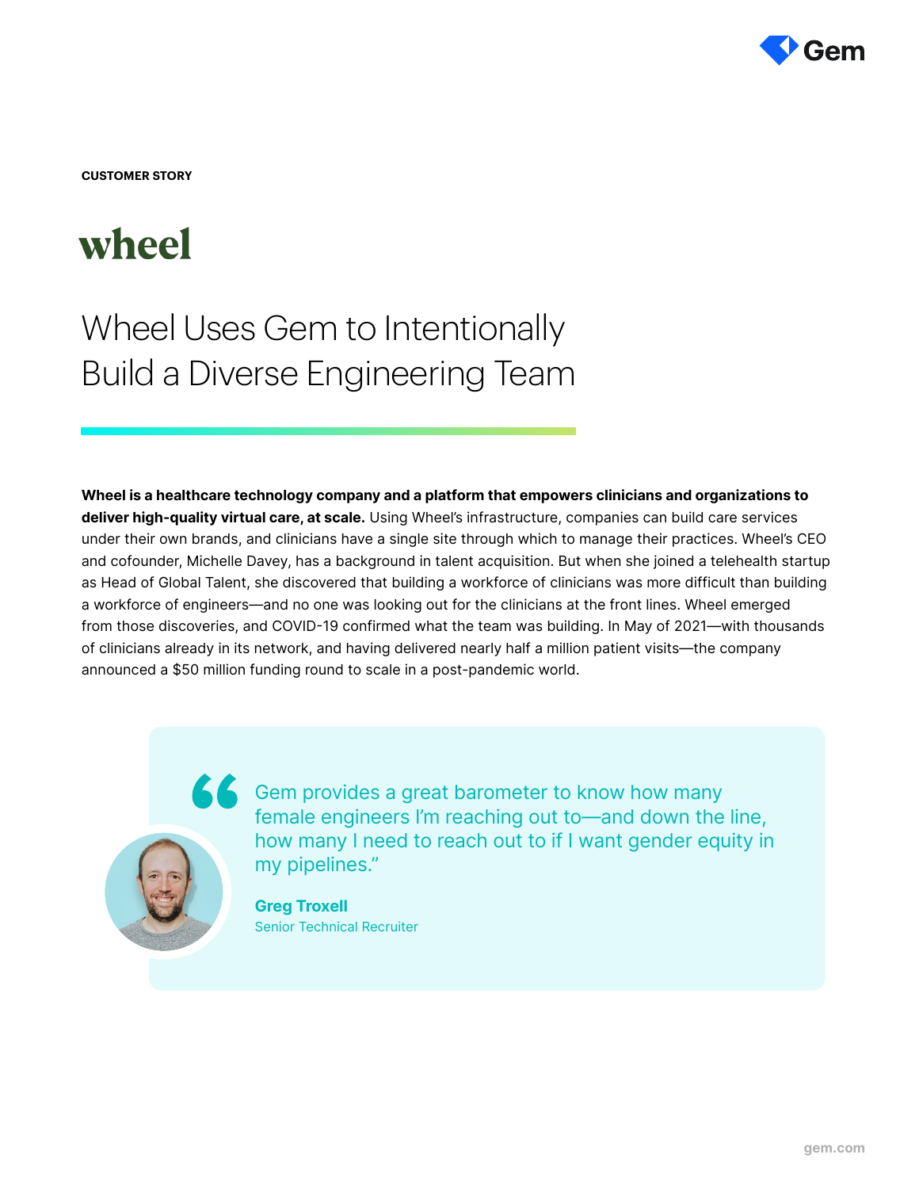CUSTOMER STORY

wheel

# Wheel Uses Gem to Intentionally Build a Diverse Engineering Team

**Wheel is a healthcare technology company and a platform that empowers clinicians and organizations to deliver high-quality virtual care, at scale.** Using Wheel's infrastructure, companies can build care services under their own brands, and clinicians have a single site through which to manage their practices. Wheel's CEO and cofounder, Michelle Davey, has a background in talent acquisition. But when she joined a telehealth startup as Head of Global Talent, she discovered that building a workforce of clinicians was more difficult than building a workforce of engineers—and no one was looking out for the clinicians at the front lines. Wheel emerged from those discoveries, and COVID-19 confirmed what the team was building. In May of 2021—with thousands of clinicians already in its network, and having delivered nearly half a million patient visits—the company announced a $50 million funding round to scale in a post-pandemic world.

> "Gem provides a great barometer to know how many female engineers I'm reaching out to—and down the line, how many I need to reach out to if I want gender equity in my pipelines."
>
> **Greg Troxell**
> Senior Technical Recruiter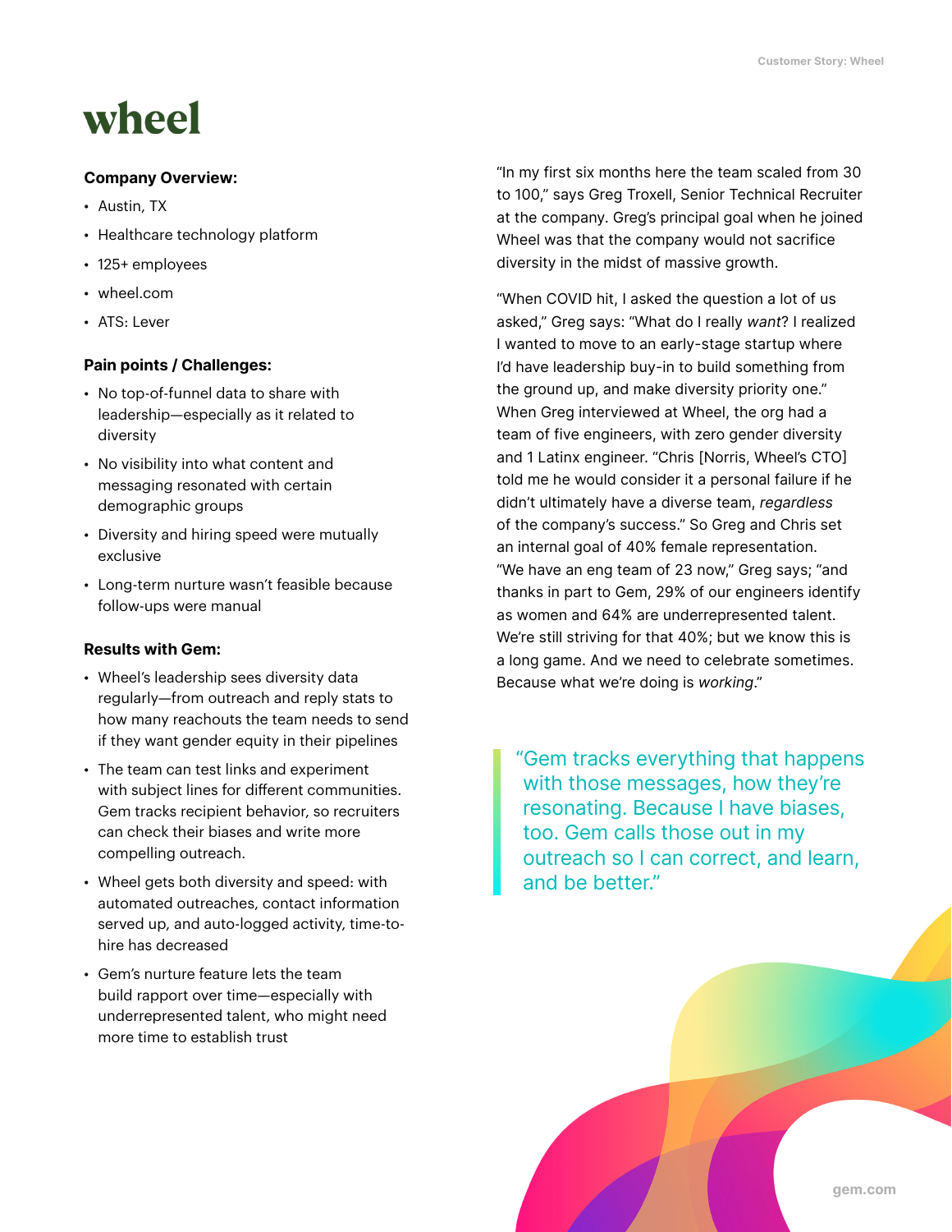# wheel

**Company Overview:**

- Austin, TX
- Healthcare technology platform
- 125+ employees
- wheel.com
- ATS: Lever

**Pain points / Challenges:**

- No top-of-funnel data to share with leadership—especially as it related to diversity
- No visibility into what content and messaging resonated with certain demographic groups
- Diversity and hiring speed were mutually exclusive
- Long-term nurture wasn't feasible because follow-ups were manual

**Results with Gem:**

- Wheel's leadership sees diversity data regularly—from outreach and reply stats to how many reachouts the team needs to send if they want gender equity in their pipelines
- The team can test links and experiment with subject lines for different communities. Gem tracks recipient behavior, so recruiters can check their biases and write more compelling outreach.
- Wheel gets both diversity and speed: with automated outreaches, contact information served up, and auto-logged activity, time-to-hire has decreased
- Gem's nurture feature lets the team build rapport over time—especially with underrepresented talent, who might need more time to establish trust

"In my first six months here the team scaled from 30 to 100," says Greg Troxell, Senior Technical Recruiter at the company. Greg's principal goal when he joined Wheel was that the company would not sacrifice diversity in the midst of massive growth.

"When COVID hit, I asked the question a lot of us asked," Greg says: "What do I really *want*? I realized I wanted to move to an early-stage startup where I'd have leadership buy-in to build something from the ground up, and make diversity priority one." When Greg interviewed at Wheel, the org had a team of five engineers, with zero gender diversity and 1 Latinx engineer. "Chris [Norris, Wheel's CTO] told me he would consider it a personal failure if he didn't ultimately have a diverse team, *regardless* of the company's success." So Greg and Chris set an internal goal of 40% female representation. "We have an eng team of 23 now," Greg says; "and thanks in part to Gem, 29% of our engineers identify as women and 64% are underrepresented talent. We're still striving for that 40%; but we know this is a long game. And we need to celebrate sometimes. Because what we're doing is *working*."

> "Gem tracks everything that happens with those messages, how they're resonating. Because I have biases, too. Gem calls those out in my outreach so I can correct, and learn, and be better."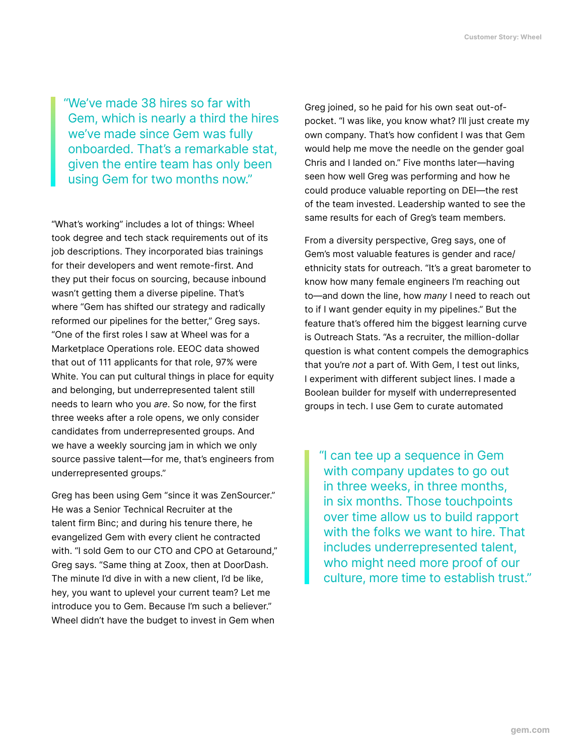> "We've made 38 hires so far with Gem, which is nearly a third the hires we've made since Gem was fully onboarded. That's a remarkable stat, given the entire team has only been using Gem for two months now."

"What's working" includes a lot of things: Wheel took degree and tech stack requirements out of its job descriptions. They incorporated bias trainings for their developers and went remote-first. And they put their focus on sourcing, because inbound wasn't getting them a diverse pipeline. That's where "Gem has shifted our strategy and radically reformed our pipelines for the better," Greg says. "One of the first roles I saw at Wheel was for a Marketplace Operations role. EEOC data showed that out of 111 applicants for that role, 97% were White. You can put cultural things in place for equity and belonging, but underrepresented talent still needs to learn who you *are*. So now, for the first three weeks after a role opens, we only consider candidates from underrepresented groups. And we have a weekly sourcing jam in which we only source passive talent—for me, that's engineers from underrepresented groups."

Greg has been using Gem "since it was ZenSourcer." He was a Senior Technical Recruiter at the talent firm Binc; and during his tenure there, he evangelized Gem with every client he contracted with. "I sold Gem to our CTO and CPO at Getaround," Greg says. "Same thing at Zoox, then at DoorDash. The minute I'd dive in with a new client, I'd be like, hey, you want to uplevel your current team? Let me introduce you to Gem. Because I'm such a believer." Wheel didn't have the budget to invest in Gem when Greg joined, so he paid for his own seat out-of-pocket. "I was like, you know what? I'll just create my own company. That's how confident I was that Gem would help me move the needle on the gender goal Chris and I landed on." Five months later—having seen how well Greg was performing and how he could produce valuable reporting on DEI—the rest of the team invested. Leadership wanted to see the same results for each of Greg's team members.

From a diversity perspective, Greg says, one of Gem's most valuable features is gender and race/ethnicity stats for outreach. "It's a great barometer to know how many female engineers I'm reaching out to—and down the line, how *many* I need to reach out to if I want gender equity in my pipelines." But the feature that's offered him the biggest learning curve is Outreach Stats. "As a recruiter, the million-dollar question is what content compels the demographics that you're *not* a part of. With Gem, I test out links, I experiment with different subject lines. I made a Boolean builder for myself with underrepresented groups in tech. I use Gem to curate automated

> "I can tee up a sequence in Gem with company updates to go out in three weeks, in three months, in six months. Those touchpoints over time allow us to build rapport with the folks we want to hire. That includes underrepresented talent, who might need more proof of our culture, more time to establish trust."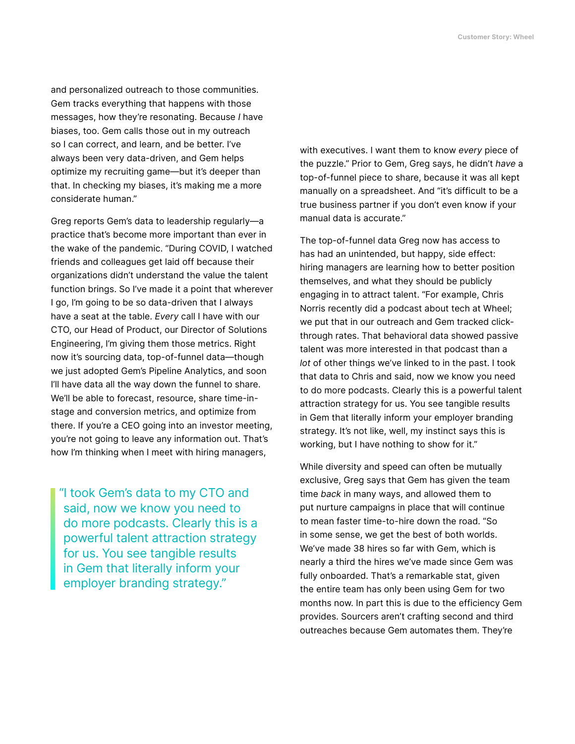and personalized outreach to those communities. Gem tracks everything that happens with those messages, how they're resonating. Because *I* have biases, too. Gem calls those out in my outreach so I can correct, and learn, and be better. I've always been very data-driven, and Gem helps optimize my recruiting game—but it's deeper than that. In checking my biases, it's making me a more considerate human."

Greg reports Gem's data to leadership regularly—a practice that's become more important than ever in the wake of the pandemic. "During COVID, I watched friends and colleagues get laid off because their organizations didn't understand the value the talent function brings. So I've made it a point that wherever I go, I'm going to be so data-driven that I always have a seat at the table. *Every* call I have with our CTO, our Head of Product, our Director of Solutions Engineering, I'm giving them those metrics. Right now it's sourcing data, top-of-funnel data—though we just adopted Gem's Pipeline Analytics, and soon I'll have data all the way down the funnel to share. We'll be able to forecast, resource, share time-in-stage and conversion metrics, and optimize from there. If you're a CEO going into an investor meeting, you're not going to leave any information out. That's how I'm thinking when I meet with hiring managers, with executives. I want them to know *every* piece of the puzzle." Prior to Gem, Greg says, he didn't *have* a top-of-funnel piece to share, because it was all kept manually on a spreadsheet. And "it's difficult to be a true business partner if you don't even know if your manual data is accurate."

> "I took Gem's data to my CTO and said, now we know you need to do more podcasts. Clearly this is a powerful talent attraction strategy for us. You see tangible results in Gem that literally inform your employer branding strategy."

The top-of-funnel data Greg now has access to has had an unintended, but happy, side effect: hiring managers are learning how to better position themselves, and what they should be publicly engaging in to attract talent. "For example, Chris Norris recently did a podcast about tech at Wheel; we put that in our outreach and Gem tracked click-through rates. That behavioral data showed passive talent was more interested in that podcast than a *lot* of other things we've linked to in the past. I took that data to Chris and said, now we know you need to do more podcasts. Clearly this is a powerful talent attraction strategy for us. You see tangible results in Gem that literally inform your employer branding strategy. It's not like, well, my instinct says this is working, but I have nothing to show for it."

While diversity and speed can often be mutually exclusive, Greg says that Gem has given the team time *back* in many ways, and allowed them to put nurture campaigns in place that will continue to mean faster time-to-hire down the road. "So in some sense, we get the best of both worlds. We've made 38 hires so far with Gem, which is nearly a third the hires we've made since Gem was fully onboarded. That's a remarkable stat, given the entire team has only been using Gem for two months now. In part this is due to the efficiency Gem provides. Sourcers aren't crafting second and third outreaches because Gem automates them. They're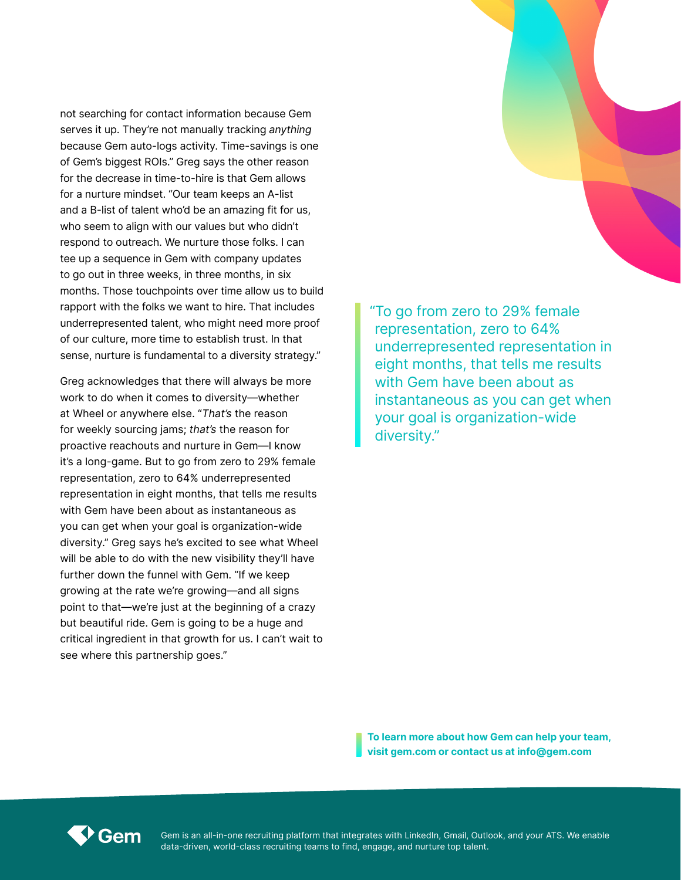not searching for contact information because Gem serves it up. They're not manually tracking *anything* because Gem auto-logs activity. Time-savings is one of Gem's biggest ROIs." Greg says the other reason for the decrease in time-to-hire is that Gem allows for a nurture mindset. "Our team keeps an A-list and a B-list of talent who'd be an amazing fit for us, who seem to align with our values but who didn't respond to outreach. We nurture those folks. I can tee up a sequence in Gem with company updates to go out in three weeks, in three months, in six months. Those touchpoints over time allow us to build rapport with the folks we want to hire. That includes underrepresented talent, who might need more proof of our culture, more time to establish trust. In that sense, nurture is fundamental to a diversity strategy."

Greg acknowledges that there will always be more work to do when it comes to diversity—whether at Wheel or anywhere else. "*That's* the reason for weekly sourcing jams; *that's* the reason for proactive reachouts and nurture in Gem—I know it's a long-game. But to go from zero to 29% female representation, zero to 64% underrepresented representation in eight months, that tells me results with Gem have been about as instantaneous as you can get when your goal is organization-wide diversity." Greg says he's excited to see what Wheel will be able to do with the new visibility they'll have further down the funnel with Gem. "If we keep growing at the rate we're growing—and all signs point to that—we're just at the beginning of a crazy but beautiful ride. Gem is going to be a huge and critical ingredient in that growth for us. I can't wait to see where this partnership goes."

> "To go from zero to 29% female representation, zero to 64% underrepresented representation in eight months, that tells me results with Gem have been about as instantaneous as you can get when your goal is organization-wide diversity."

**To learn more about how Gem can help your team, visit gem.com or contact us at info@gem.com**

Gem

Gem is an all-in-one recruiting platform that integrates with LinkedIn, Gmail, Outlook, and your ATS. We enable data-driven, world-class recruiting teams to find, engage, and nurture top talent.